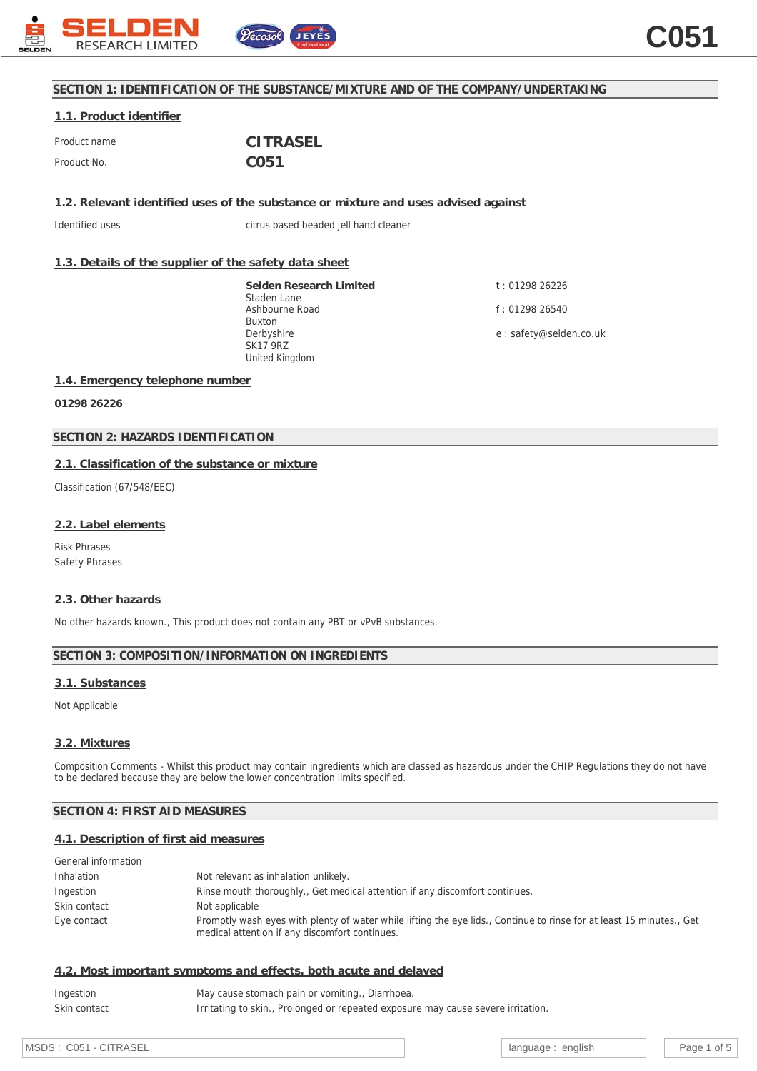## SECTION 1: IDENTIFICATION OF THE SUBSTANCE/MIXTURE AND OF THE COMPANY/UNDERTAKING

### 1.1. Product identifier

| | |
|---|---|
| Product name | **CITRASEL** |
| Product No. | **C051** |

### 1.2. Relevant identified uses of the substance or mixture and uses advised against

| | |
|---|---|
| Identified uses | citrus based beaded jell hand cleaner |

### 1.3. Details of the supplier of the safety data sheet

**Selden Research Limited**
Staden Lane
Ashbourne Road
Buxton
Derbyshire
SK17 9RZ
United Kingdom

t : 01298 26226

f : 01298 26540

e : safety@selden.co.uk

### 1.4. Emergency telephone number

**01298 26226**

## SECTION 2: HAZARDS IDENTIFICATION

### 2.1. Classification of the substance or mixture

Classification (67/548/EEC)

### 2.2. Label elements

Risk Phrases
Safety Phrases

### 2.3. Other hazards

No other hazards known., This product does not contain any PBT or vPvB substances.

## SECTION 3: COMPOSITION/INFORMATION ON INGREDIENTS

### 3.1. Substances

Not Applicable

### 3.2. Mixtures

Composition Comments - Whilst this product may contain ingredients which are classed as hazardous under the CHIP Regulations they do not have to be declared because they are below the lower concentration limits specified.

## SECTION 4: FIRST AID MEASURES

### 4.1. Description of first aid measures

| | |
|---|---|
| General information | |
| Inhalation | Not relevant as inhalation unlikely. |
| Ingestion | Rinse mouth thoroughly., Get medical attention if any discomfort continues. |
| Skin contact | Not applicable |
| Eye contact | Promptly wash eyes with plenty of water while lifting the eye lids., Continue to rinse for at least 15 minutes., Get medical attention if any discomfort continues. |

### 4.2. Most important symptoms and effects, both acute and delayed

| | |
|---|---|
| Ingestion | May cause stomach pain or vomiting., Diarrhoea. |
| Skin contact | Irritating to skin., Prolonged or repeated exposure may cause severe irritation. |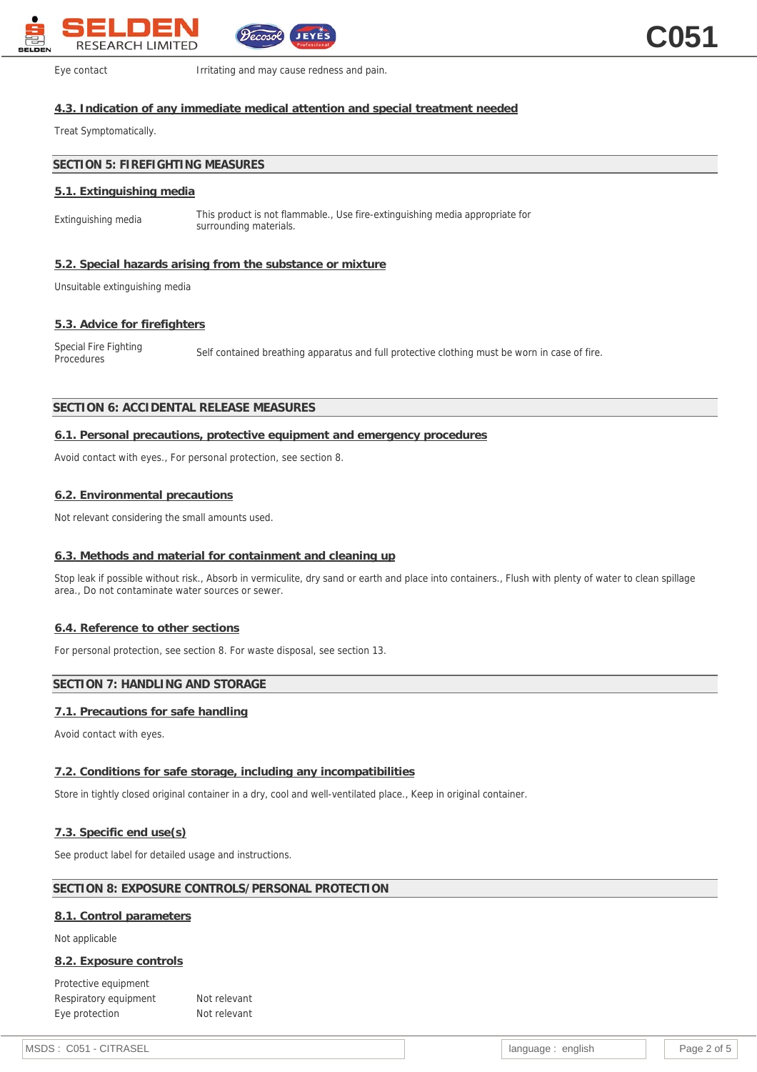| | |
|---|---|
| Eye contact | Irritating and may cause redness and pain. |

### 4.3. Indication of any immediate medical attention and special treatment needed

Treat Symptomatically.

## SECTION 5: FIREFIGHTING MEASURES

### 5.1. Extinguishing media

| | |
|---|---|
| Extinguishing media | This product is not flammable., Use fire-extinguishing media appropriate for surrounding materials. |

### 5.2. Special hazards arising from the substance or mixture

Unsuitable extinguishing media

### 5.3. Advice for firefighters

| | |
|---|---|
| Special Fire Fighting Procedures | Self contained breathing apparatus and full protective clothing must be worn in case of fire. |

## SECTION 6: ACCIDENTAL RELEASE MEASURES

### 6.1. Personal precautions, protective equipment and emergency procedures

Avoid contact with eyes., For personal protection, see section 8.

### 6.2. Environmental precautions

Not relevant considering the small amounts used.

### 6.3. Methods and material for containment and cleaning up

Stop leak if possible without risk., Absorb in vermiculite, dry sand or earth and place into containers., Flush with plenty of water to clean spillage area., Do not contaminate water sources or sewer.

### 6.4. Reference to other sections

For personal protection, see section 8. For waste disposal, see section 13.

## SECTION 7: HANDLING AND STORAGE

### 7.1. Precautions for safe handling

Avoid contact with eyes.

### 7.2. Conditions for safe storage, including any incompatibilities

Store in tightly closed original container in a dry, cool and well-ventilated place., Keep in original container.

### 7.3. Specific end use(s)

See product label for detailed usage and instructions.

## SECTION 8: EXPOSURE CONTROLS/PERSONAL PROTECTION

### 8.1. Control parameters

Not applicable

### 8.2. Exposure controls

| Protective equipment | |
|---|---|
| Respiratory equipment | Not relevant |
| Eye protection | Not relevant |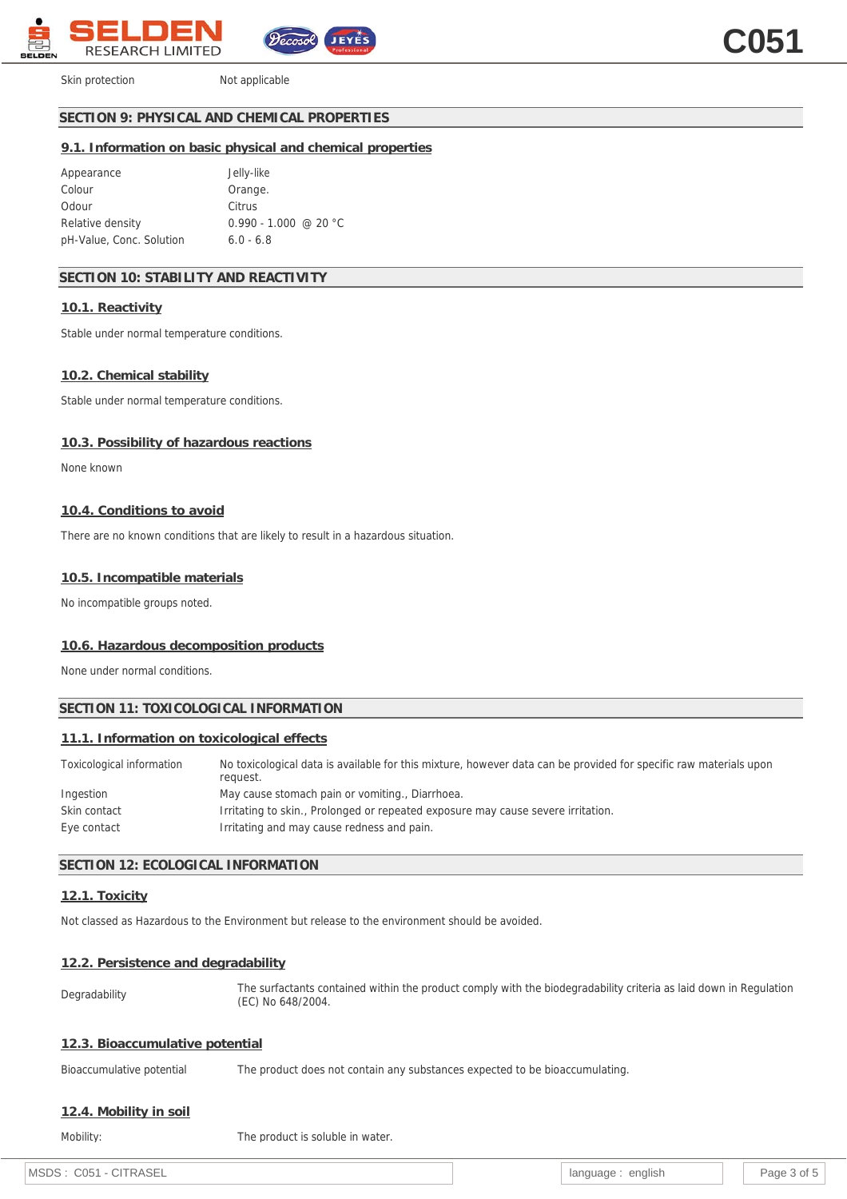| | |
|---|---|
| Skin protection | Not applicable |

## SECTION 9: PHYSICAL AND CHEMICAL PROPERTIES

### 9.1. Information on basic physical and chemical properties

| | |
|---|---|
| Appearance | Jelly-like |
| Colour | Orange. |
| Odour | Citrus |
| Relative density | 0.990 - 1.000 @ 20 °C |
| pH-Value, Conc. Solution | 6.0 - 6.8 |

## SECTION 10: STABILITY AND REACTIVITY

### 10.1. Reactivity

Stable under normal temperature conditions.

### 10.2. Chemical stability

Stable under normal temperature conditions.

### 10.3. Possibility of hazardous reactions

None known

### 10.4. Conditions to avoid

There are no known conditions that are likely to result in a hazardous situation.

### 10.5. Incompatible materials

No incompatible groups noted.

### 10.6. Hazardous decomposition products

None under normal conditions.

## SECTION 11: TOXICOLOGICAL INFORMATION

### 11.1. Information on toxicological effects

| | |
|---|---|
| Toxicological information | No toxicological data is available for this mixture, however data can be provided for specific raw materials upon request. |
| Ingestion | May cause stomach pain or vomiting., Diarrhoea. |
| Skin contact | Irritating to skin., Prolonged or repeated exposure may cause severe irritation. |
| Eye contact | Irritating and may cause redness and pain. |

## SECTION 12: ECOLOGICAL INFORMATION

### 12.1. Toxicity

Not classed as Hazardous to the Environment but release to the environment should be avoided.

### 12.2. Persistence and degradability

| | |
|---|---|
| Degradability | The surfactants contained within the product comply with the biodegradability criteria as laid down in Regulation (EC) No 648/2004. |

### 12.3. Bioaccumulative potential

| | |
|---|---|
| Bioaccumulative potential | The product does not contain any substances expected to be bioaccumulating. |

### 12.4. Mobility in soil

| | |
|---|---|
| Mobility: | The product is soluble in water. |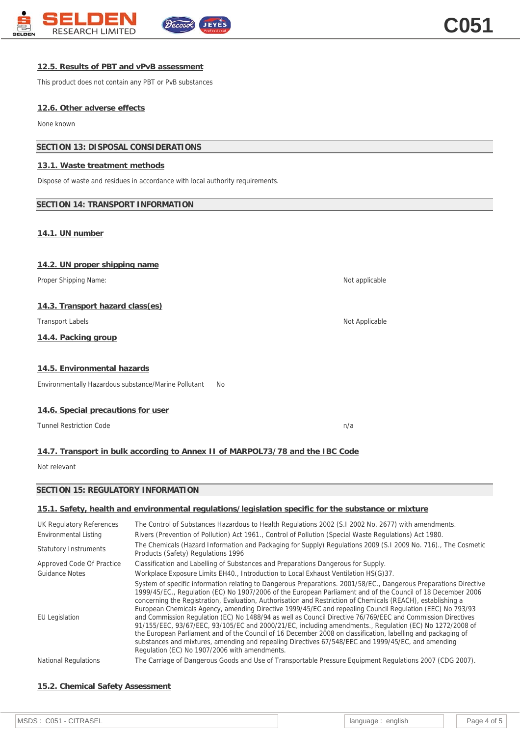### 12.5. Results of PBT and vPvB assessment

This product does not contain any PBT or PvB substances

### 12.6. Other adverse effects

None known

## SECTION 13: DISPOSAL CONSIDERATIONS

### 13.1. Waste treatment methods

Dispose of waste and residues in accordance with local authority requirements.

## SECTION 14: TRANSPORT INFORMATION

### 14.1. UN number

### 14.2. UN proper shipping name

| | |
|---|---|
| Proper Shipping Name: | Not applicable |

### 14.3. Transport hazard class(es)

| | |
|---|---|
| Transport Labels | Not Applicable |

### 14.4. Packing group

### 14.5. Environmental hazards

Environmentally Hazardous substance/Marine Pollutant    No

### 14.6. Special precautions for user

| | |
|---|---|
| Tunnel Restriction Code | n/a |

### 14.7. Transport in bulk according to Annex II of MARPOL73/78 and the IBC Code

Not relevant

## SECTION 15: REGULATORY INFORMATION

### 15.1. Safety, health and environmental regulations/legislation specific for the substance or mixture

| | |
|---|---|
| UK Regulatory References | The Control of Substances Hazardous to Health Regulations 2002 (S.I 2002 No. 2677) with amendments. |
| Environmental Listing | Rivers (Prevention of Pollution) Act 1961., Control of Pollution (Special Waste Regulations) Act 1980. |
| Statutory Instruments | The Chemicals (Hazard Information and Packaging for Supply) Regulations 2009 (S.I 2009 No. 716)., The Cosmetic Products (Safety) Regulations 1996 |
| Approved Code Of Practice | Classification and Labelling of Substances and Preparations Dangerous for Supply. |
| Guidance Notes | Workplace Exposure Limits EH40., Introduction to Local Exhaust Ventilation HS(G)37. |
| EU Legislation | System of specific information relating to Dangerous Preparations. 2001/58/EC., Dangerous Preparations Directive 1999/45/EC., Regulation (EC) No 1907/2006 of the European Parliament and of the Council of 18 December 2006 concerning the Registration, Evaluation, Authorisation and Restriction of Chemicals (REACH), establishing a European Chemicals Agency, amending Directive 1999/45/EC and repealing Council Regulation (EEC) No 793/93 and Commission Regulation (EC) No 1488/94 as well as Council Directive 76/769/EEC and Commission Directives 91/155/EEC, 93/67/EEC, 93/105/EC and 2000/21/EC, including amendments., Regulation (EC) No 1272/2008 of the European Parliament and of the Council of 16 December 2008 on classification, labelling and packaging of substances and mixtures, amending and repealing Directives 67/548/EEC and 1999/45/EC, and amending Regulation (EC) No 1907/2006 with amendments. |
| National Regulations | The Carriage of Dangerous Goods and Use of Transportable Pressure Equipment Regulations 2007 (CDG 2007). |

### 15.2. Chemical Safety Assessment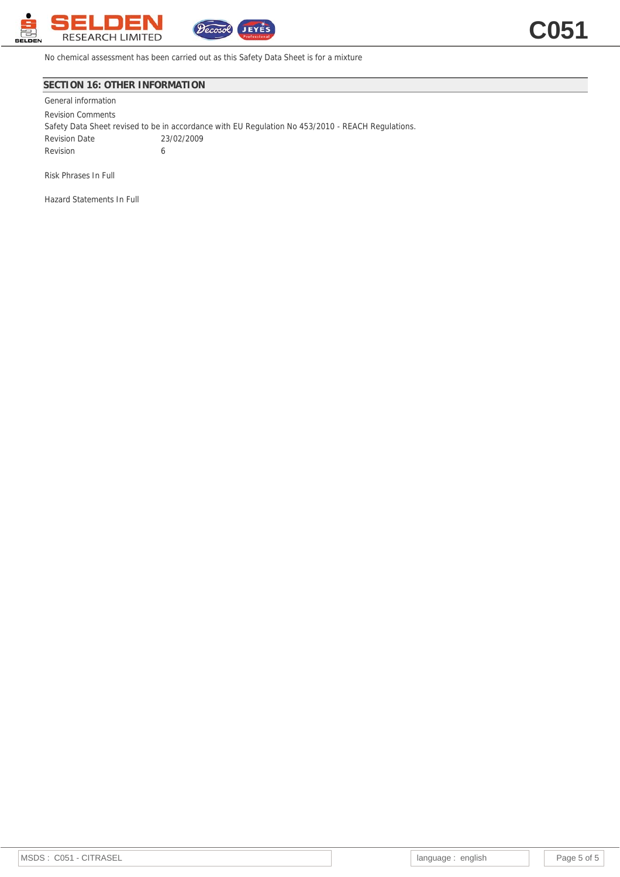No chemical assessment has been carried out as this Safety Data Sheet is for a mixture

## SECTION 16: OTHER INFORMATION

General information

Revision Comments

Safety Data Sheet revised to be in accordance with EU Regulation No 453/2010 - REACH Regulations.

| | |
|---|---|
| Revision Date | 23/02/2009 |
| Revision | 6 |

Risk Phrases In Full

Hazard Statements In Full